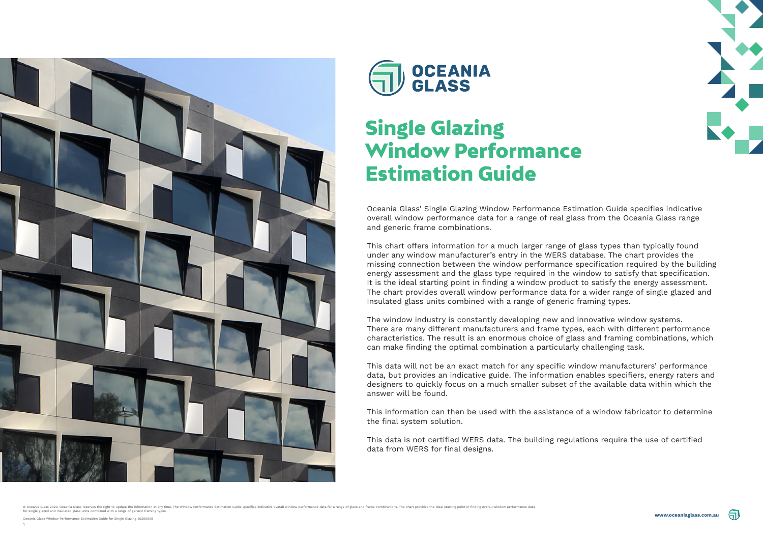# OCEANIA GLASS

# Single Glazing Window Performance Estimation Guide

Oceania Glass' Single Glazing Window Performance Estimation Guide specifies indicative overall window performance data for a range of real glass from the Oceania Glass range and generic frame combinations.

This chart offers information for a much larger range of glass types than typically found under any window manufacturer's entry in the WERS database. The chart provides the missing connection between the window performance specification required by the building energy assessment and the glass type required in the window to satisfy that specification. It is the ideal starting point in finding a window product to satisfy the energy assessment. The chart provides overall window performance data for a wider range of single glazed and Insulated glass units combined with a range of generic framing types.

The window industry is constantly developing new and innovative window systems. There are many different manufacturers and frame types, each with different performance characteristics. The result is an enormous choice of glass and framing combinations, which can make finding the optimal combination a particularly challenging task.

This data will not be an exact match for any specific window manufacturers' performance data, but provides an indicative guide. The information enables specifiers, energy raters and designers to quickly focus on a much smaller subset of the available data within which the answer will be found.

This information can then be used with the assistance of a window fabricator to determine the final system solution.

This data is not certified WERS data. The building regulations require the use of certified data from WERS for final designs.

© Oceania Glass 2020. Oceania Glass reserves the right to update the information at any time. The Window Performance Estimation Guide specifies indicative overall window performance data for a range of glass and frame combinations. The chart provides the ideal starting point in finding overall window performance data for single glazed and insulated glass units combined with a range of generic framing types.

Oceania Glass Window Performance Estimation Guide for Single Glazing 20200909

www.oceaniaglass.com.au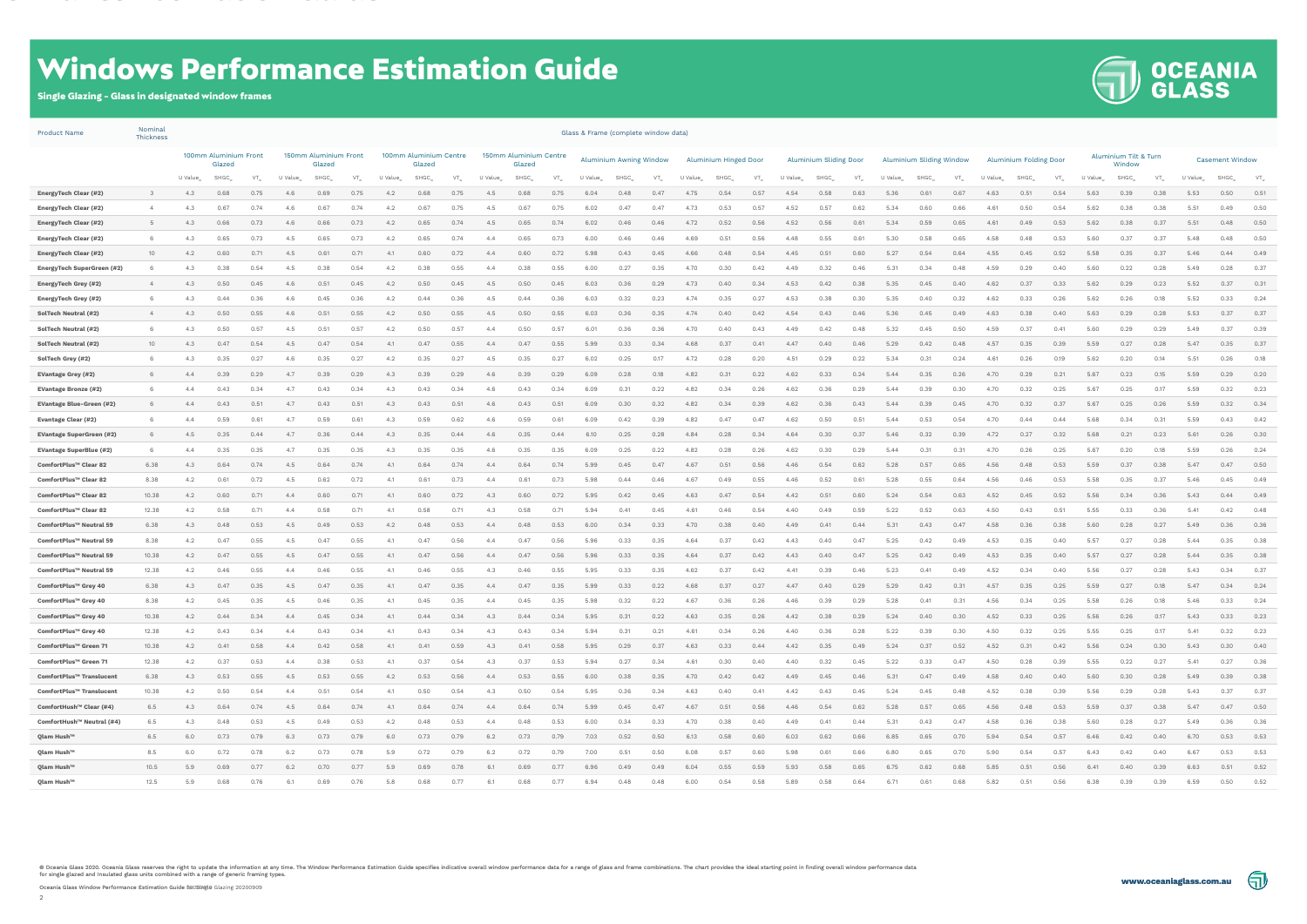# Windows Performance Estimation Guide

**Single Glazing - Glass in designated window frames**

| Product Name | Nominal Thickness | 100mm Aluminium Front Glazed | | | 150mm Aluminium Front Glazed | | | 100mm Aluminium Centre Glazed | | | 150mm Aluminium Centre Glazed | | | Aluminium Awning Window | | | Aluminium Hinged Door | | | Aluminium Sliding Door | | | Aluminium Sliding Window | | | Aluminium Folding Door | | | Aluminium Tilt & Turn Window | | | Casement Window | | |
|---|---|---|---|---|---|---|---|---|---|---|---|---|---|---|---|---|---|---|---|---|---|---|---|---|---|---|---|---|---|---|---|---|---|---|---|
| | | U Value | SHGC | VT | U Value | SHGC | VT | U Value | SHGC | VT | U Value | SHGC | VT | U Value | SHGC | VT | U Value | SHGC | VT | U Value | SHGC | VT | U Value | SHGC | VT | U Value | SHGC | VT | U Value | SHGC | VT | U Value | SHGC | VT |
| EnergyTech Clear (#2) | 3 | 4.3 | 0.68 | 0.75 | 4.6 | 0.69 | 0.75 | 4.2 | 0.68 | 0.75 | 4.5 | 0.68 | 0.75 | 6.04 | 0.48 | 0.47 | 4.75 | 0.54 | 0.57 | 4.54 | 0.58 | 0.63 | 5.36 | 0.61 | 0.67 | 4.63 | 0.51 | 0.54 | 5.63 | 0.39 | 0.38 | 5.53 | 0.50 | 0.51 |
| EnergyTech Clear (#2) | 4 | 4.3 | 0.67 | 0.74 | 4.6 | 0.67 | 0.74 | 4.2 | 0.67 | 0.75 | 4.5 | 0.67 | 0.75 | 6.02 | 0.47 | 0.47 | 4.73 | 0.53 | 0.57 | 4.52 | 0.57 | 0.62 | 5.34 | 0.60 | 0.66 | 4.61 | 0.50 | 0.54 | 5.62 | 0.38 | 0.38 | 5.51 | 0.49 | 0.50 |
| EnergyTech Clear (#2) | 5 | 4.3 | 0.66 | 0.73 | 4.6 | 0.66 | 0.73 | 4.2 | 0.65 | 0.74 | 4.5 | 0.65 | 0.74 | 6.02 | 0.46 | 0.46 | 4.72 | 0.52 | 0.56 | 4.52 | 0.56 | 0.61 | 5.34 | 0.59 | 0.65 | 4.61 | 0.49 | 0.53 | 5.62 | 0.38 | 0.37 | 5.51 | 0.48 | 0.50 |
| EnergyTech Clear (#2) | 6 | 4.3 | 0.65 | 0.73 | 4.5 | 0.65 | 0.73 | 4.2 | 0.65 | 0.74 | 4.4 | 0.65 | 0.73 | 6.00 | 0.46 | 0.46 | 4.69 | 0.51 | 0.56 | 4.48 | 0.55 | 0.61 | 5.30 | 0.58 | 0.65 | 4.58 | 0.48 | 0.53 | 5.60 | 0.37 | 0.37 | 5.48 | 0.48 | 0.50 |
| EnergyTech Clear (#2) | 10 | 4.2 | 0.60 | 0.71 | 4.5 | 0.61 | 0.71 | 4.1 | 0.60 | 0.72 | 4.4 | 0.60 | 0.72 | 5.98 | 0.43 | 0.45 | 4.66 | 0.48 | 0.54 | 4.45 | 0.51 | 0.60 | 5.27 | 0.54 | 0.64 | 4.55 | 0.45 | 0.52 | 5.58 | 0.35 | 0.37 | 5.46 | 0.44 | 0.49 |
| EnergyTech SuperGreen (#2) | 6 | 4.3 | 0.38 | 0.54 | 4.5 | 0.38 | 0.54 | 4.2 | 0.38 | 0.55 | 4.4 | 0.38 | 0.55 | 6.00 | 0.27 | 0.35 | 4.70 | 0.30 | 0.42 | 4.49 | 0.32 | 0.46 | 5.31 | 0.34 | 0.48 | 4.59 | 0.29 | 0.40 | 5.60 | 0.22 | 0.28 | 5.49 | 0.28 | 0.37 |
| EnergyTech Grey (#2) | 4 | 4.3 | 0.50 | 0.45 | 4.6 | 0.51 | 0.45 | 4.2 | 0.50 | 0.45 | 4.5 | 0.50 | 0.45 | 6.03 | 0.36 | 0.29 | 4.73 | 0.40 | 0.34 | 4.53 | 0.42 | 0.38 | 5.35 | 0.45 | 0.40 | 4.62 | 0.37 | 0.33 | 5.62 | 0.29 | 0.23 | 5.52 | 0.37 | 0.31 |
| EnergyTech Grey (#2) | 6 | 4.3 | 0.44 | 0.36 | 4.6 | 0.45 | 0.36 | 4.2 | 0.44 | 0.36 | 4.5 | 0.44 | 0.36 | 6.03 | 0.32 | 0.23 | 4.74 | 0.35 | 0.27 | 4.53 | 0.38 | 0.30 | 5.35 | 0.40 | 0.32 | 4.62 | 0.33 | 0.26 | 5.62 | 0.26 | 0.18 | 5.52 | 0.33 | 0.24 |
| SolTech Neutral (#2) | 4 | 4.3 | 0.50 | 0.55 | 4.6 | 0.51 | 0.55 | 4.2 | 0.50 | 0.55 | 4.5 | 0.50 | 0.55 | 6.03 | 0.36 | 0.35 | 4.74 | 0.40 | 0.42 | 4.54 | 0.43 | 0.46 | 5.36 | 0.45 | 0.49 | 4.63 | 0.38 | 0.40 | 5.63 | 0.29 | 0.28 | 5.53 | 0.37 | 0.37 |
| SolTech Neutral (#2) | 6 | 4.3 | 0.50 | 0.57 | 4.5 | 0.51 | 0.57 | 4.2 | 0.50 | 0.57 | 4.4 | 0.50 | 0.57 | 6.01 | 0.36 | 0.36 | 4.70 | 0.40 | 0.43 | 4.49 | 0.42 | 0.48 | 5.32 | 0.45 | 0.50 | 4.59 | 0.37 | 0.41 | 5.60 | 0.29 | 0.29 | 5.49 | 0.37 | 0.39 |
| SolTech Neutral (#2) | 10 | 4.3 | 0.47 | 0.54 | 4.5 | 0.47 | 0.54 | 4.1 | 0.47 | 0.55 | 4.4 | 0.47 | 0.55 | 5.99 | 0.33 | 0.34 | 4.68 | 0.37 | 0.41 | 4.47 | 0.40 | 0.46 | 5.29 | 0.42 | 0.48 | 4.57 | 0.35 | 0.39 | 5.59 | 0.27 | 0.28 | 5.47 | 0.35 | 0.37 |
| SolTech Grey (#2) | 6 | 4.3 | 0.35 | 0.27 | 4.6 | 0.35 | 0.27 | 4.2 | 0.35 | 0.27 | 4.5 | 0.35 | 0.27 | 6.02 | 0.25 | 0.17 | 4.72 | 0.28 | 0.20 | 4.51 | 0.29 | 0.22 | 5.34 | 0.31 | 0.24 | 4.61 | 0.26 | 0.19 | 5.62 | 0.20 | 0.14 | 5.51 | 0.26 | 0.18 |
| EVantage Grey (#2) | 6 | 4.4 | 0.39 | 0.29 | 4.7 | 0.39 | 0.29 | 4.3 | 0.39 | 0.29 | 4.6 | 0.39 | 0.29 | 6.09 | 0.28 | 0.18 | 4.82 | 0.31 | 0.22 | 4.62 | 0.33 | 0.24 | 5.44 | 0.35 | 0.26 | 4.70 | 0.29 | 0.21 | 5.67 | 0.23 | 0.15 | 5.59 | 0.29 | 0.20 |
| EVantage Bronze (#2) | 6 | 4.4 | 0.43 | 0.34 | 4.7 | 0.43 | 0.34 | 4.3 | 0.43 | 0.34 | 4.6 | 0.43 | 0.34 | 6.09 | 0.31 | 0.22 | 4.82 | 0.34 | 0.26 | 4.62 | 0.36 | 0.29 | 5.44 | 0.39 | 0.30 | 4.70 | 0.32 | 0.25 | 5.67 | 0.25 | 0.17 | 5.59 | 0.32 | 0.23 |
| EVantage Blue-Green (#2) | 6 | 4.4 | 0.43 | 0.51 | 4.7 | 0.43 | 0.51 | 4.3 | 0.43 | 0.51 | 4.6 | 0.43 | 0.51 | 6.09 | 0.30 | 0.32 | 4.82 | 0.34 | 0.39 | 4.62 | 0.36 | 0.43 | 5.44 | 0.39 | 0.45 | 4.70 | 0.32 | 0.37 | 5.67 | 0.25 | 0.26 | 5.59 | 0.32 | 0.34 |
| Evantage Clear (#2) | 6 | 4.4 | 0.59 | 0.61 | 4.7 | 0.59 | 0.61 | 4.3 | 0.59 | 0.62 | 4.6 | 0.59 | 0.61 | 6.09 | 0.42 | 0.39 | 4.82 | 0.47 | 0.47 | 4.62 | 0.50 | 0.51 | 5.44 | 0.53 | 0.54 | 4.70 | 0.44 | 0.44 | 5.68 | 0.34 | 0.31 | 5.59 | 0.43 | 0.42 |
| EVantage SuperGreen (#2) | 6 | 4.5 | 0.35 | 0.44 | 4.7 | 0.36 | 0.44 | 4.3 | 0.35 | 0.44 | 4.6 | 0.35 | 0.44 | 6.10 | 0.25 | 0.28 | 4.84 | 0.28 | 0.34 | 4.64 | 0.30 | 0.37 | 5.46 | 0.32 | 0.39 | 4.72 | 0.27 | 0.32 | 5.68 | 0.21 | 0.23 | 5.61 | 0.26 | 0.30 |
| EVantage SuperBlue (#2) | 6 | 4.4 | 0.35 | 0.35 | 4.7 | 0.35 | 0.35 | 4.3 | 0.35 | 0.35 | 4.6 | 0.35 | 0.35 | 6.09 | 0.25 | 0.22 | 4.82 | 0.28 | 0.26 | 4.62 | 0.30 | 0.29 | 5.44 | 0.31 | 0.31 | 4.70 | 0.26 | 0.25 | 5.67 | 0.20 | 0.18 | 5.59 | 0.26 | 0.24 |
| ComfortPlus™ Clear 82 | 6.38 | 4.3 | 0.64 | 0.74 | 4.5 | 0.64 | 0.74 | 4.1 | 0.64 | 0.74 | 4.4 | 0.64 | 0.74 | 5.99 | 0.45 | 0.47 | 4.67 | 0.51 | 0.56 | 4.46 | 0.54 | 0.62 | 5.28 | 0.57 | 0.65 | 4.56 | 0.48 | 0.53 | 5.59 | 0.37 | 0.38 | 5.47 | 0.47 | 0.50 |
| ComfortPlus™ Clear 82 | 8.38 | 4.2 | 0.61 | 0.72 | 4.5 | 0.62 | 0.72 | 4.1 | 0.61 | 0.73 | 4.4 | 0.61 | 0.73 | 5.98 | 0.44 | 0.46 | 4.67 | 0.49 | 0.55 | 4.46 | 0.52 | 0.61 | 5.28 | 0.55 | 0.64 | 4.56 | 0.46 | 0.53 | 5.58 | 0.35 | 0.37 | 5.46 | 0.45 | 0.49 |
| ComfortPlus™ Clear 82 | 10.38 | 4.2 | 0.60 | 0.71 | 4.4 | 0.60 | 0.71 | 4.1 | 0.60 | 0.72 | 4.3 | 0.60 | 0.72 | 5.95 | 0.42 | 0.45 | 4.63 | 0.47 | 0.54 | 4.42 | 0.51 | 0.60 | 5.24 | 0.54 | 0.63 | 4.52 | 0.45 | 0.52 | 5.56 | 0.34 | 0.36 | 5.43 | 0.44 | 0.49 |
| ComfortPlus™ Clear 82 | 12.38 | 4.2 | 0.58 | 0.71 | 4.4 | 0.58 | 0.71 | 4.1 | 0.58 | 0.71 | 4.3 | 0.58 | 0.71 | 5.94 | 0.41 | 0.45 | 4.61 | 0.46 | 0.54 | 4.40 | 0.49 | 0.59 | 5.22 | 0.52 | 0.63 | 4.50 | 0.43 | 0.51 | 5.55 | 0.33 | 0.36 | 5.41 | 0.42 | 0.48 |
| ComfortPlus™ Neutral 59 | 6.38 | 4.3 | 0.48 | 0.53 | 4.5 | 0.49 | 0.53 | 4.2 | 0.48 | 0.53 | 4.4 | 0.48 | 0.53 | 6.00 | 0.34 | 0.33 | 4.70 | 0.38 | 0.40 | 4.49 | 0.41 | 0.44 | 5.31 | 0.43 | 0.47 | 4.58 | 0.36 | 0.38 | 5.60 | 0.28 | 0.27 | 5.49 | 0.36 | 0.36 |
| ComfortPlus™ Neutral 59 | 8.38 | 4.2 | 0.47 | 0.55 | 4.5 | 0.47 | 0.55 | 4.1 | 0.47 | 0.56 | 4.4 | 0.47 | 0.56 | 5.96 | 0.33 | 0.35 | 4.64 | 0.37 | 0.42 | 4.43 | 0.40 | 0.47 | 5.25 | 0.42 | 0.49 | 4.53 | 0.35 | 0.40 | 5.57 | 0.27 | 0.28 | 5.44 | 0.35 | 0.38 |
| ComfortPlus™ Neutral 59 | 10.38 | 4.2 | 0.47 | 0.55 | 4.5 | 0.47 | 0.55 | 4.1 | 0.47 | 0.56 | 4.4 | 0.47 | 0.56 | 5.96 | 0.33 | 0.35 | 4.64 | 0.37 | 0.42 | 4.43 | 0.40 | 0.47 | 5.25 | 0.42 | 0.49 | 4.53 | 0.35 | 0.40 | 5.57 | 0.27 | 0.28 | 5.44 | 0.35 | 0.38 |
| ComfortPlus™ Neutral 59 | 12.38 | 4.2 | 0.46 | 0.55 | 4.4 | 0.46 | 0.55 | 4.1 | 0.46 | 0.55 | 4.3 | 0.46 | 0.55 | 5.95 | 0.33 | 0.35 | 4.62 | 0.37 | 0.42 | 4.41 | 0.39 | 0.46 | 5.23 | 0.41 | 0.49 | 4.52 | 0.34 | 0.40 | 5.56 | 0.27 | 0.28 | 5.43 | 0.34 | 0.37 |
| ComfortPlus™ Grey 40 | 6.38 | 4.3 | 0.47 | 0.35 | 4.5 | 0.47 | 0.35 | 4.1 | 0.47 | 0.35 | 4.4 | 0.47 | 0.35 | 5.99 | 0.33 | 0.22 | 4.68 | 0.37 | 0.27 | 4.47 | 0.40 | 0.29 | 5.29 | 0.42 | 0.31 | 4.57 | 0.35 | 0.25 | 5.59 | 0.27 | 0.18 | 5.47 | 0.34 | 0.24 |
| ComfortPlus™ Grey 40 | 8.38 | 4.2 | 0.45 | 0.35 | 4.5 | 0.46 | 0.35 | 4.1 | 0.45 | 0.35 | 4.4 | 0.45 | 0.35 | 5.98 | 0.32 | 0.22 | 4.67 | 0.36 | 0.26 | 4.46 | 0.39 | 0.29 | 5.28 | 0.41 | 0.31 | 4.56 | 0.34 | 0.25 | 5.58 | 0.26 | 0.18 | 5.46 | 0.33 | 0.24 |
| ComfortPlus™ Grey 40 | 10.38 | 4.2 | 0.44 | 0.34 | 4.4 | 0.45 | 0.34 | 4.1 | 0.44 | 0.34 | 4.3 | 0.44 | 0.34 | 5.95 | 0.31 | 0.22 | 4.63 | 0.35 | 0.26 | 4.42 | 0.38 | 0.29 | 5.24 | 0.40 | 0.30 | 4.52 | 0.33 | 0.25 | 5.56 | 0.26 | 0.17 | 5.43 | 0.33 | 0.23 |
| ComfortPlus™ Grey 40 | 12.38 | 4.2 | 0.43 | 0.34 | 4.4 | 0.43 | 0.34 | 4.1 | 0.43 | 0.34 | 4.3 | 0.43 | 0.34 | 5.94 | 0.31 | 0.21 | 4.61 | 0.34 | 0.26 | 4.40 | 0.36 | 0.28 | 5.22 | 0.39 | 0.30 | 4.50 | 0.32 | 0.25 | 5.55 | 0.25 | 0.17 | 5.41 | 0.32 | 0.23 |
| ComfortPlus™ Green 71 | 10.38 | 4.2 | 0.41 | 0.58 | 4.4 | 0.42 | 0.58 | 4.1 | 0.41 | 0.59 | 4.3 | 0.41 | 0.58 | 5.95 | 0.29 | 0.37 | 4.63 | 0.33 | 0.44 | 4.42 | 0.35 | 0.49 | 5.24 | 0.37 | 0.52 | 4.52 | 0.31 | 0.42 | 5.56 | 0.24 | 0.30 | 5.43 | 0.30 | 0.40 |
| ComfortPlus™ Green 71 | 12.38 | 4.2 | 0.37 | 0.53 | 4.4 | 0.38 | 0.53 | 4.1 | 0.37 | 0.54 | 4.3 | 0.37 | 0.53 | 5.94 | 0.27 | 0.34 | 4.61 | 0.30 | 0.40 | 4.40 | 0.32 | 0.45 | 5.22 | 0.33 | 0.47 | 4.50 | 0.28 | 0.39 | 5.55 | 0.22 | 0.27 | 5.41 | 0.27 | 0.36 |
| ComfortPlus™ Translucent | 6.38 | 4.3 | 0.53 | 0.55 | 4.5 | 0.53 | 0.55 | 4.2 | 0.53 | 0.56 | 4.4 | 0.53 | 0.55 | 6.00 | 0.38 | 0.35 | 4.70 | 0.42 | 0.42 | 4.49 | 0.45 | 0.46 | 5.31 | 0.47 | 0.49 | 4.58 | 0.40 | 0.40 | 5.60 | 0.30 | 0.28 | 5.49 | 0.39 | 0.38 |
| ComfortPlus™ Translucent | 10.38 | 4.2 | 0.50 | 0.54 | 4.4 | 0.51 | 0.54 | 4.1 | 0.50 | 0.54 | 4.3 | 0.50 | 0.54 | 5.95 | 0.36 | 0.34 | 4.63 | 0.40 | 0.41 | 4.42 | 0.43 | 0.45 | 5.24 | 0.45 | 0.48 | 4.52 | 0.38 | 0.39 | 5.56 | 0.29 | 0.28 | 5.43 | 0.37 | 0.37 |
| ComfortHush™ Clear (#4) | 6.5 | 4.3 | 0.64 | 0.74 | 4.5 | 0.64 | 0.74 | 4.1 | 0.64 | 0.74 | 4.4 | 0.64 | 0.74 | 5.99 | 0.45 | 0.47 | 4.67 | 0.51 | 0.56 | 4.46 | 0.54 | 0.62 | 5.28 | 0.57 | 0.65 | 4.56 | 0.48 | 0.53 | 5.59 | 0.37 | 0.38 | 5.47 | 0.47 | 0.50 |
| ComfortHush™ Neutral (#4) | 6.5 | 4.3 | 0.48 | 0.53 | 4.5 | 0.49 | 0.53 | 4.2 | 0.48 | 0.53 | 4.4 | 0.48 | 0.53 | 6.00 | 0.34 | 0.33 | 4.70 | 0.38 | 0.40 | 4.49 | 0.41 | 0.44 | 5.31 | 0.43 | 0.47 | 4.58 | 0.36 | 0.38 | 5.60 | 0.28 | 0.27 | 5.49 | 0.36 | 0.36 |
| Qlam Hush™ | 6.5 | 6.0 | 0.73 | 0.79 | 6.3 | 0.73 | 0.79 | 6.0 | 0.73 | 0.79 | 6.2 | 0.73 | 0.79 | 7.03 | 0.52 | 0.50 | 6.13 | 0.58 | 0.60 | 6.03 | 0.62 | 0.66 | 6.85 | 0.65 | 0.70 | 5.94 | 0.54 | 0.57 | 6.46 | 0.42 | 0.40 | 6.70 | 0.53 | 0.53 |
| Qlam Hush™ | 8.5 | 6.0 | 0.72 | 0.78 | 6.2 | 0.73 | 0.78 | 5.9 | 0.72 | 0.79 | 6.2 | 0.72 | 0.79 | 7.00 | 0.51 | 0.50 | 6.08 | 0.57 | 0.60 | 5.98 | 0.61 | 0.66 | 6.80 | 0.65 | 0.70 | 5.90 | 0.54 | 0.57 | 6.43 | 0.42 | 0.40 | 6.67 | 0.53 | 0.53 |
| Qlam Hush™ | 10.5 | 5.9 | 0.69 | 0.77 | 6.2 | 0.70 | 0.77 | 5.9 | 0.69 | 0.78 | 6.1 | 0.69 | 0.77 | 6.96 | 0.49 | 0.49 | 6.04 | 0.55 | 0.59 | 5.93 | 0.58 | 0.65 | 6.75 | 0.62 | 0.68 | 5.85 | 0.51 | 0.56 | 6.41 | 0.40 | 0.39 | 6.63 | 0.51 | 0.52 |
| Qlam Hush™ | 12.5 | 5.9 | 0.68 | 0.76 | 6.1 | 0.69 | 0.76 | 5.8 | 0.68 | 0.77 | 6.1 | 0.68 | 0.77 | 6.94 | 0.48 | 0.48 | 6.00 | 0.54 | 0.58 | 5.89 | 0.58 | 0.64 | 6.71 | 0.61 | 0.68 | 5.82 | 0.51 | 0.56 | 6.38 | 0.39 | 0.39 | 6.59 | 0.50 | 0.52 |

Glass & Frame (complete window data)

© Oceania Glass 2020. Oceania Glass reserves the right to update the information at any time. The Window Performance Estimation Guide specifies indicative overall window performance data for a range of glass and frame combinations. The chart provides the ideal starting point in finding overall window performance data for single glazed and insulated glass units combined with a range of generic framing types.

Oceania Glass Window Performance Estimation Guide Single Glazing 20200909

www.oceaniaglass.com.au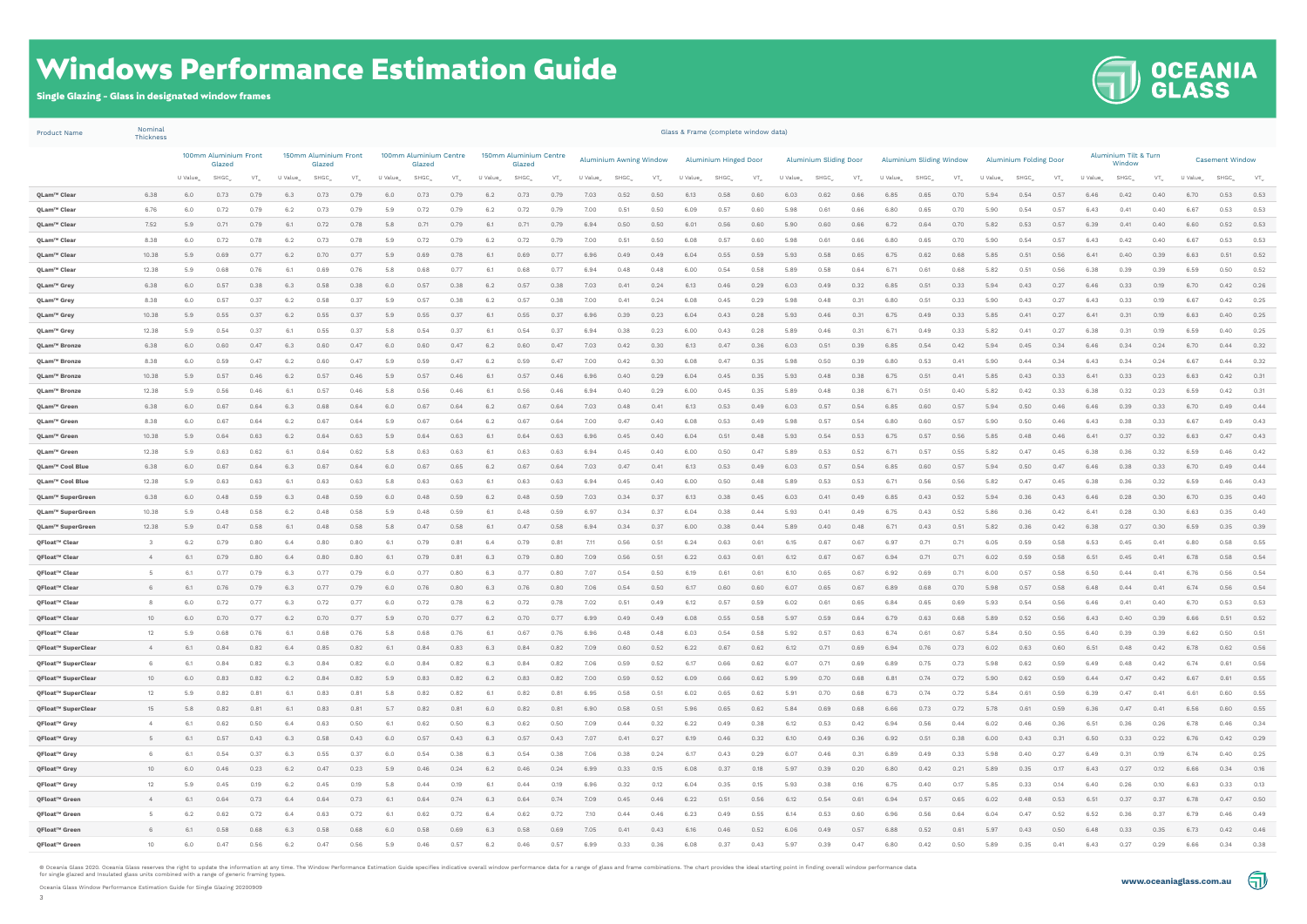# Windows Performance Estimation Guide

**Single Glazing - Glass in designated window frames**

| Product Name | Nominal Thickness | Glass & Frame (complete window data) | | | | | | | | | | | | | | | | | | | | | | | | | | | | | | | | | |
|---|---|---|---|---|---|---|---|---|---|---|---|---|---|---|---|---|---|---|---|---|---|---|---|---|---|---|---|---|---|---|---|---|---|---|---|
| | | 100mm Aluminium Front Glazed | | | 150mm Aluminium Front Glazed | | | 100mm Aluminium Centre Glazed | | | 150mm Aluminium Centre Glazed | | | Aluminium Awning Window | | | Aluminium Hinged Door | | | Aluminium Sliding Door | | | Aluminium Sliding Window | | | Aluminium Folding Door | | | Aluminium Tilt & Turn Window | | | Casement Window | | |
| | | U Value | SHGC | VT | U Value | SHGC | VT | U Value | SHGC | VT | U Value | SHGC | VT | U Value | SHGC | VT | U Value | SHGC | VT | U Value | SHGC | VT | U Value | SHGC | VT | U Value | SHGC | VT | U Value | SHGC | VT | U Value | SHGC | VT |
| QLam™ Clear | 6.38 | 6.0 | 0.73 | 0.79 | 6.3 | 0.73 | 0.79 | 6.0 | 0.73 | 0.79 | 6.2 | 0.73 | 0.79 | 7.03 | 0.52 | 0.50 | 6.13 | 0.58 | 0.60 | 6.03 | 0.62 | 0.66 | 6.85 | 0.65 | 0.70 | 5.94 | 0.54 | 0.57 | 6.46 | 0.42 | 0.40 | 6.70 | 0.53 | 0.53 |
| QLam™ Clear | 6.76 | 6.0 | 0.72 | 0.79 | 6.2 | 0.73 | 0.79 | 5.9 | 0.72 | 0.79 | 6.2 | 0.72 | 0.79 | 7.00 | 0.51 | 0.50 | 6.09 | 0.57 | 0.60 | 5.98 | 0.61 | 0.66 | 6.80 | 0.65 | 0.70 | 5.90 | 0.54 | 0.57 | 6.43 | 0.41 | 0.40 | 6.67 | 0.53 | 0.53 |
| QLam™ Clear | 7.52 | 5.9 | 0.71 | 0.79 | 6.1 | 0.72 | 0.78 | 5.8 | 0.71 | 0.79 | 6.1 | 0.71 | 0.79 | 6.94 | 0.50 | 0.50 | 6.01 | 0.56 | 0.60 | 5.90 | 0.60 | 0.66 | 6.72 | 0.64 | 0.70 | 5.82 | 0.53 | 0.57 | 6.39 | 0.41 | 0.40 | 6.60 | 0.52 | 0.53 |
| QLam™ Clear | 8.38 | 6.0 | 0.72 | 0.78 | 6.2 | 0.73 | 0.78 | 5.9 | 0.72 | 0.79 | 6.2 | 0.72 | 0.79 | 7.00 | 0.51 | 0.50 | 6.08 | 0.57 | 0.60 | 5.98 | 0.61 | 0.66 | 6.80 | 0.65 | 0.70 | 5.90 | 0.54 | 0.57 | 6.43 | 0.42 | 0.40 | 6.67 | 0.53 | 0.53 |
| QLam™ Clear | 10.38 | 5.9 | 0.69 | 0.77 | 6.2 | 0.70 | 0.77 | 5.9 | 0.69 | 0.78 | 6.1 | 0.69 | 0.77 | 6.96 | 0.49 | 0.49 | 6.04 | 0.55 | 0.59 | 5.93 | 0.58 | 0.65 | 6.75 | 0.62 | 0.68 | 5.85 | 0.51 | 0.56 | 6.41 | 0.40 | 0.39 | 6.63 | 0.51 | 0.52 |
| QLam™ Clear | 12.38 | 5.9 | 0.68 | 0.76 | 6.1 | 0.69 | 0.76 | 5.8 | 0.68 | 0.77 | 6.1 | 0.68 | 0.77 | 6.94 | 0.48 | 0.48 | 6.00 | 0.54 | 0.58 | 5.89 | 0.58 | 0.64 | 6.71 | 0.61 | 0.68 | 5.82 | 0.51 | 0.56 | 6.38 | 0.39 | 0.39 | 6.59 | 0.50 | 0.52 |
| QLam™ Grey | 6.38 | 6.0 | 0.57 | 0.38 | 6.3 | 0.58 | 0.38 | 6.0 | 0.57 | 0.38 | 6.2 | 0.57 | 0.38 | 7.03 | 0.41 | 0.24 | 6.13 | 0.46 | 0.29 | 6.03 | 0.49 | 0.32 | 6.85 | 0.51 | 0.33 | 5.94 | 0.43 | 0.27 | 6.46 | 0.33 | 0.19 | 6.70 | 0.42 | 0.26 |
| QLam™ Grey | 8.38 | 6.0 | 0.57 | 0.37 | 6.2 | 0.58 | 0.37 | 5.9 | 0.57 | 0.38 | 6.2 | 0.57 | 0.38 | 7.00 | 0.41 | 0.24 | 6.08 | 0.45 | 0.29 | 5.98 | 0.48 | 0.31 | 6.80 | 0.51 | 0.33 | 5.90 | 0.43 | 0.27 | 6.43 | 0.33 | 0.19 | 6.67 | 0.42 | 0.25 |
| QLam™ Grey | 10.38 | 5.9 | 0.55 | 0.37 | 6.2 | 0.55 | 0.37 | 5.9 | 0.55 | 0.37 | 6.1 | 0.55 | 0.37 | 6.96 | 0.39 | 0.23 | 6.04 | 0.43 | 0.28 | 5.93 | 0.46 | 0.31 | 6.75 | 0.49 | 0.33 | 5.85 | 0.41 | 0.27 | 6.41 | 0.31 | 0.19 | 6.63 | 0.40 | 0.25 |
| QLam™ Grey | 12.38 | 5.9 | 0.54 | 0.37 | 6.1 | 0.55 | 0.37 | 5.8 | 0.54 | 0.37 | 6.1 | 0.54 | 0.37 | 6.94 | 0.38 | 0.23 | 6.00 | 0.43 | 0.28 | 5.89 | 0.46 | 0.31 | 6.71 | 0.49 | 0.33 | 5.82 | 0.41 | 0.27 | 6.38 | 0.31 | 0.19 | 6.59 | 0.40 | 0.25 |
| QLam™ Bronze | 6.38 | 6.0 | 0.60 | 0.47 | 6.3 | 0.60 | 0.47 | 6.0 | 0.60 | 0.47 | 6.2 | 0.60 | 0.47 | 7.03 | 0.42 | 0.30 | 6.13 | 0.47 | 0.36 | 6.03 | 0.51 | 0.39 | 6.85 | 0.54 | 0.42 | 5.94 | 0.45 | 0.34 | 6.46 | 0.34 | 0.24 | 6.70 | 0.44 | 0.32 |
| QLam™ Bronze | 8.38 | 6.0 | 0.59 | 0.47 | 6.2 | 0.60 | 0.47 | 5.9 | 0.59 | 0.47 | 6.2 | 0.59 | 0.47 | 7.00 | 0.42 | 0.30 | 6.08 | 0.47 | 0.35 | 5.98 | 0.50 | 0.39 | 6.80 | 0.53 | 0.41 | 5.90 | 0.44 | 0.34 | 6.43 | 0.34 | 0.24 | 6.67 | 0.44 | 0.32 |
| QLam™ Bronze | 10.38 | 5.9 | 0.57 | 0.46 | 6.2 | 0.57 | 0.46 | 5.9 | 0.57 | 0.46 | 6.1 | 0.57 | 0.46 | 6.96 | 0.40 | 0.29 | 6.04 | 0.45 | 0.35 | 5.93 | 0.48 | 0.38 | 6.75 | 0.51 | 0.41 | 5.85 | 0.43 | 0.33 | 6.41 | 0.33 | 0.23 | 6.63 | 0.42 | 0.31 |
| QLam™ Bronze | 12.38 | 5.9 | 0.56 | 0.46 | 6.1 | 0.57 | 0.46 | 5.8 | 0.56 | 0.46 | 6.1 | 0.56 | 0.46 | 6.94 | 0.40 | 0.29 | 6.00 | 0.45 | 0.35 | 5.89 | 0.48 | 0.38 | 6.71 | 0.51 | 0.40 | 5.82 | 0.42 | 0.33 | 6.38 | 0.32 | 0.23 | 6.59 | 0.42 | 0.31 |
| QLam™ Green | 6.38 | 6.0 | 0.67 | 0.64 | 6.3 | 0.68 | 0.64 | 6.0 | 0.67 | 0.64 | 6.2 | 0.67 | 0.64 | 7.03 | 0.48 | 0.41 | 6.13 | 0.53 | 0.49 | 6.03 | 0.57 | 0.54 | 6.85 | 0.60 | 0.57 | 5.94 | 0.50 | 0.46 | 6.46 | 0.39 | 0.33 | 6.70 | 0.49 | 0.44 |
| QLam™ Green | 8.38 | 6.0 | 0.67 | 0.64 | 6.2 | 0.67 | 0.64 | 5.9 | 0.67 | 0.64 | 6.2 | 0.67 | 0.64 | 7.00 | 0.47 | 0.40 | 6.08 | 0.53 | 0.49 | 5.98 | 0.57 | 0.54 | 6.80 | 0.60 | 0.57 | 5.90 | 0.50 | 0.46 | 6.43 | 0.38 | 0.33 | 6.67 | 0.49 | 0.43 |
| QLam™ Green | 10.38 | 5.9 | 0.64 | 0.63 | 6.2 | 0.64 | 0.63 | 5.9 | 0.64 | 0.63 | 6.1 | 0.64 | 0.63 | 6.96 | 0.45 | 0.40 | 6.04 | 0.51 | 0.48 | 5.93 | 0.54 | 0.53 | 6.75 | 0.57 | 0.56 | 5.85 | 0.48 | 0.46 | 6.41 | 0.37 | 0.32 | 6.63 | 0.47 | 0.43 |
| QLam™ Green | 12.38 | 5.9 | 0.63 | 0.62 | 6.1 | 0.64 | 0.62 | 5.8 | 0.63 | 0.63 | 6.1 | 0.63 | 0.63 | 6.94 | 0.45 | 0.40 | 6.00 | 0.50 | 0.47 | 5.89 | 0.53 | 0.52 | 6.71 | 0.57 | 0.55 | 5.82 | 0.47 | 0.45 | 6.38 | 0.36 | 0.32 | 6.59 | 0.46 | 0.42 |
| QLam™ Cool Blue | 6.38 | 6.0 | 0.67 | 0.64 | 6.3 | 0.67 | 0.64 | 6.0 | 0.67 | 0.65 | 6.2 | 0.67 | 0.64 | 7.03 | 0.47 | 0.41 | 6.13 | 0.53 | 0.49 | 6.03 | 0.57 | 0.54 | 6.85 | 0.60 | 0.57 | 5.94 | 0.50 | 0.47 | 6.46 | 0.38 | 0.33 | 6.70 | 0.49 | 0.44 |
| QLam™ Cool Blue | 12.38 | 5.9 | 0.63 | 0.63 | 6.1 | 0.63 | 0.63 | 5.8 | 0.63 | 0.63 | 6.1 | 0.63 | 0.63 | 6.94 | 0.45 | 0.40 | 6.00 | 0.50 | 0.48 | 5.89 | 0.53 | 0.53 | 6.71 | 0.56 | 0.56 | 5.82 | 0.47 | 0.45 | 6.38 | 0.36 | 0.32 | 6.59 | 0.46 | 0.43 |
| QLam™ SuperGreen | 6.38 | 6.0 | 0.48 | 0.59 | 6.3 | 0.48 | 0.59 | 6.0 | 0.48 | 0.59 | 6.2 | 0.48 | 0.59 | 7.03 | 0.34 | 0.37 | 6.13 | 0.38 | 0.45 | 6.03 | 0.41 | 0.49 | 6.85 | 0.43 | 0.52 | 5.94 | 0.36 | 0.43 | 6.46 | 0.28 | 0.30 | 6.70 | 0.35 | 0.40 |
| QLam™ SuperGreen | 10.38 | 5.9 | 0.48 | 0.58 | 6.2 | 0.48 | 0.58 | 5.9 | 0.48 | 0.59 | 6.1 | 0.48 | 0.59 | 6.97 | 0.34 | 0.37 | 6.04 | 0.38 | 0.44 | 5.93 | 0.41 | 0.49 | 6.75 | 0.43 | 0.52 | 5.86 | 0.36 | 0.42 | 6.41 | 0.28 | 0.30 | 6.63 | 0.35 | 0.40 |
| QLam™ SuperGreen | 12.38 | 5.9 | 0.47 | 0.58 | 6.1 | 0.48 | 0.58 | 5.8 | 0.47 | 0.58 | 6.1 | 0.47 | 0.58 | 6.94 | 0.34 | 0.37 | 6.00 | 0.38 | 0.44 | 5.89 | 0.40 | 0.48 | 6.71 | 0.43 | 0.51 | 5.82 | 0.36 | 0.42 | 6.38 | 0.27 | 0.30 | 6.59 | 0.35 | 0.39 |
| QFloat™ Clear | 3 | 6.2 | 0.79 | 0.80 | 6.4 | 0.80 | 0.80 | 6.1 | 0.79 | 0.81 | 6.4 | 0.79 | 0.81 | 7.11 | 0.56 | 0.51 | 6.24 | 0.63 | 0.61 | 6.15 | 0.67 | 0.67 | 6.97 | 0.71 | 0.71 | 6.05 | 0.59 | 0.58 | 6.53 | 0.45 | 0.41 | 6.80 | 0.58 | 0.55 |
| QFloat™ Clear | 4 | 6.1 | 0.79 | 0.80 | 6.4 | 0.80 | 0.80 | 6.1 | 0.79 | 0.81 | 6.3 | 0.79 | 0.80 | 7.09 | 0.56 | 0.51 | 6.22 | 0.63 | 0.61 | 6.12 | 0.67 | 0.67 | 6.94 | 0.71 | 0.71 | 6.02 | 0.59 | 0.58 | 6.51 | 0.45 | 0.41 | 6.78 | 0.58 | 0.54 |
| QFloat™ Clear | 5 | 6.1 | 0.77 | 0.79 | 6.3 | 0.77 | 0.79 | 6.0 | 0.77 | 0.80 | 6.3 | 0.77 | 0.80 | 7.07 | 0.54 | 0.50 | 6.19 | 0.61 | 0.61 | 6.10 | 0.65 | 0.67 | 6.92 | 0.69 | 0.71 | 6.00 | 0.57 | 0.58 | 6.50 | 0.44 | 0.41 | 6.76 | 0.56 | 0.54 |
| QFloat™ Clear | 6 | 6.1 | 0.76 | 0.79 | 6.3 | 0.77 | 0.79 | 6.0 | 0.76 | 0.80 | 6.3 | 0.76 | 0.80 | 7.06 | 0.54 | 0.50 | 6.17 | 0.60 | 0.60 | 6.07 | 0.65 | 0.67 | 6.89 | 0.68 | 0.70 | 5.98 | 0.57 | 0.58 | 6.48 | 0.44 | 0.41 | 6.74 | 0.56 | 0.54 |
| QFloat™ Clear | 8 | 6.0 | 0.72 | 0.77 | 6.3 | 0.72 | 0.77 | 6.0 | 0.72 | 0.78 | 6.2 | 0.72 | 0.78 | 7.02 | 0.51 | 0.49 | 6.12 | 0.57 | 0.59 | 6.02 | 0.61 | 0.65 | 6.84 | 0.65 | 0.69 | 5.93 | 0.54 | 0.56 | 6.46 | 0.41 | 0.40 | 6.70 | 0.53 | 0.53 |
| QFloat™ Clear | 10 | 6.0 | 0.70 | 0.77 | 6.2 | 0.70 | 0.77 | 5.9 | 0.70 | 0.77 | 6.2 | 0.70 | 0.77 | 6.99 | 0.49 | 0.49 | 6.08 | 0.55 | 0.58 | 5.97 | 0.59 | 0.64 | 6.79 | 0.63 | 0.68 | 5.89 | 0.52 | 0.56 | 6.43 | 0.40 | 0.39 | 6.66 | 0.51 | 0.52 |
| QFloat™ Clear | 12 | 5.9 | 0.68 | 0.76 | 6.1 | 0.68 | 0.76 | 5.8 | 0.68 | 0.76 | 6.1 | 0.67 | 0.76 | 6.96 | 0.48 | 0.48 | 6.03 | 0.54 | 0.58 | 5.92 | 0.57 | 0.63 | 6.74 | 0.61 | 0.67 | 5.84 | 0.50 | 0.55 | 6.40 | 0.39 | 0.39 | 6.62 | 0.50 | 0.51 |
| QFloat™ SuperClear | 4 | 6.1 | 0.84 | 0.82 | 6.4 | 0.85 | 0.82 | 6.1 | 0.84 | 0.83 | 6.3 | 0.84 | 0.82 | 7.09 | 0.60 | 0.52 | 6.22 | 0.67 | 0.62 | 6.12 | 0.71 | 0.69 | 6.94 | 0.76 | 0.73 | 6.02 | 0.63 | 0.60 | 6.51 | 0.48 | 0.42 | 6.78 | 0.62 | 0.56 |
| QFloat™ SuperClear | 6 | 6.1 | 0.84 | 0.82 | 6.3 | 0.84 | 0.82 | 6.0 | 0.84 | 0.82 | 6.3 | 0.84 | 0.82 | 7.06 | 0.59 | 0.52 | 6.17 | 0.66 | 0.62 | 6.07 | 0.71 | 0.69 | 6.89 | 0.75 | 0.73 | 5.98 | 0.62 | 0.59 | 6.49 | 0.48 | 0.42 | 6.74 | 0.61 | 0.56 |
| QFloat™ SuperClear | 10 | 6.0 | 0.83 | 0.82 | 6.2 | 0.84 | 0.82 | 5.9 | 0.83 | 0.82 | 6.2 | 0.83 | 0.82 | 7.00 | 0.59 | 0.52 | 6.09 | 0.66 | 0.62 | 5.99 | 0.70 | 0.68 | 6.81 | 0.74 | 0.72 | 5.90 | 0.62 | 0.59 | 6.44 | 0.47 | 0.42 | 6.67 | 0.61 | 0.55 |
| QFloat™ SuperClear | 12 | 5.9 | 0.82 | 0.81 | 6.1 | 0.83 | 0.81 | 5.8 | 0.82 | 0.82 | 6.1 | 0.82 | 0.81 | 6.95 | 0.58 | 0.51 | 6.02 | 0.65 | 0.62 | 5.91 | 0.70 | 0.68 | 6.73 | 0.74 | 0.72 | 5.84 | 0.61 | 0.59 | 6.39 | 0.47 | 0.41 | 6.61 | 0.60 | 0.55 |
| QFloat™ SuperClear | 15 | 5.8 | 0.82 | 0.81 | 6.1 | 0.83 | 0.81 | 5.7 | 0.82 | 0.81 | 6.0 | 0.82 | 0.81 | 6.90 | 0.58 | 0.51 | 5.96 | 0.65 | 0.62 | 5.84 | 0.69 | 0.68 | 6.66 | 0.73 | 0.72 | 5.78 | 0.61 | 0.59 | 6.36 | 0.47 | 0.41 | 6.56 | 0.60 | 0.55 |
| QFloat™ Grey | 4 | 6.1 | 0.62 | 0.50 | 6.4 | 0.63 | 0.50 | 6.1 | 0.62 | 0.50 | 6.3 | 0.62 | 0.50 | 7.09 | 0.44 | 0.32 | 6.22 | 0.49 | 0.38 | 6.12 | 0.53 | 0.42 | 6.94 | 0.56 | 0.44 | 6.02 | 0.46 | 0.36 | 6.51 | 0.36 | 0.26 | 6.78 | 0.46 | 0.34 |
| QFloat™ Grey | 5 | 6.1 | 0.57 | 0.43 | 6.3 | 0.58 | 0.43 | 6.0 | 0.57 | 0.43 | 6.3 | 0.57 | 0.43 | 7.07 | 0.41 | 0.27 | 6.19 | 0.46 | 0.32 | 6.10 | 0.49 | 0.36 | 6.92 | 0.51 | 0.38 | 6.00 | 0.43 | 0.31 | 6.50 | 0.33 | 0.22 | 6.76 | 0.42 | 0.29 |
| QFloat™ Grey | 6 | 6.1 | 0.54 | 0.37 | 6.3 | 0.55 | 0.37 | 6.0 | 0.54 | 0.38 | 6.3 | 0.54 | 0.38 | 7.06 | 0.38 | 0.24 | 6.17 | 0.43 | 0.29 | 6.07 | 0.46 | 0.31 | 6.89 | 0.49 | 0.33 | 5.98 | 0.40 | 0.27 | 6.49 | 0.31 | 0.19 | 6.74 | 0.40 | 0.25 |
| QFloat™ Grey | 10 | 6.0 | 0.46 | 0.23 | 6.2 | 0.47 | 0.23 | 5.9 | 0.46 | 0.24 | 6.2 | 0.46 | 0.24 | 6.99 | 0.33 | 0.15 | 6.08 | 0.37 | 0.18 | 5.97 | 0.39 | 0.20 | 6.80 | 0.42 | 0.21 | 5.89 | 0.35 | 0.17 | 6.43 | 0.27 | 0.12 | 6.66 | 0.34 | 0.16 |
| QFloat™ Grey | 12 | 5.9 | 0.45 | 0.19 | 6.2 | 0.45 | 0.19 | 5.8 | 0.44 | 0.19 | 6.1 | 0.44 | 0.19 | 6.96 | 0.32 | 0.12 | 6.04 | 0.35 | 0.15 | 5.93 | 0.38 | 0.16 | 6.75 | 0.40 | 0.17 | 5.85 | 0.33 | 0.14 | 6.40 | 0.26 | 0.10 | 6.63 | 0.33 | 0.13 |
| QFloat™ Green | 4 | 6.1 | 0.64 | 0.73 | 6.4 | 0.64 | 0.73 | 6.1 | 0.64 | 0.74 | 6.3 | 0.64 | 0.74 | 7.09 | 0.45 | 0.46 | 6.22 | 0.51 | 0.56 | 6.12 | 0.54 | 0.61 | 6.94 | 0.57 | 0.65 | 6.02 | 0.48 | 0.53 | 6.51 | 0.37 | 0.37 | 6.78 | 0.47 | 0.50 |
| QFloat™ Green | 5 | 6.2 | 0.62 | 0.72 | 6.4 | 0.63 | 0.72 | 6.1 | 0.62 | 0.72 | 6.4 | 0.62 | 0.72 | 7.10 | 0.44 | 0.46 | 6.23 | 0.49 | 0.55 | 6.14 | 0.53 | 0.60 | 6.96 | 0.56 | 0.64 | 6.04 | 0.47 | 0.52 | 6.52 | 0.36 | 0.37 | 6.79 | 0.46 | 0.49 |
| QFloat™ Green | 6 | 6.1 | 0.58 | 0.68 | 6.3 | 0.58 | 0.68 | 6.0 | 0.58 | 0.69 | 6.3 | 0.58 | 0.69 | 7.05 | 0.41 | 0.43 | 6.16 | 0.46 | 0.52 | 6.06 | 0.49 | 0.57 | 6.88 | 0.52 | 0.61 | 5.97 | 0.43 | 0.50 | 6.48 | 0.33 | 0.35 | 6.73 | 0.42 | 0.46 |
| QFloat™ Green | 10 | 6.0 | 0.47 | 0.56 | 6.2 | 0.47 | 0.56 | 5.9 | 0.46 | 0.57 | 6.2 | 0.46 | 0.57 | 6.99 | 0.33 | 0.36 | 6.08 | 0.37 | 0.43 | 5.97 | 0.39 | 0.47 | 6.80 | 0.42 | 0.50 | 5.89 | 0.35 | 0.41 | 6.43 | 0.27 | 0.29 | 6.66 | 0.34 | 0.38 |

© Oceania Glass 2020. Oceania Glass reserves the right to update the information at any time. The Window Performance Estimation Guide specifies indicative overall window performance data for a range of glass and frame combinations. The chart provides the ideal starting point in finding overall window performance data for single glazed and insulated glass units combined with a range of generic framing types.

Oceania Glass Window Performance Estimation Guide for Single Glazing 20200909

www.oceaniaglass.com.au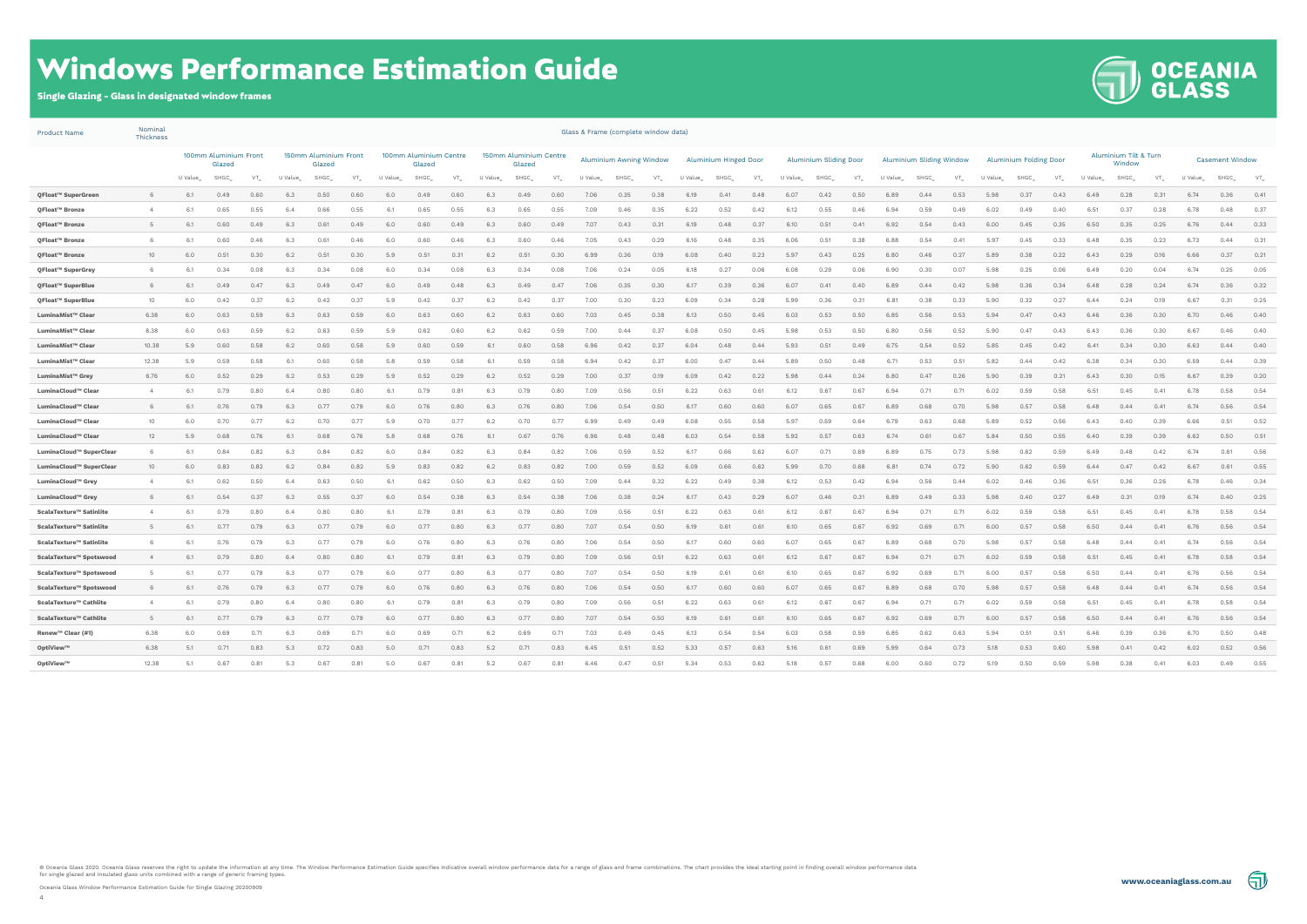# Windows Performance Estimation Guide

**Single Glazing - Glass in designated window frames**

OCEANIA GLASS

| Product Name | Nominal Thickness | Glass & Frame (complete window data) | | | | | | | | | | | | | | | | | | | | | | | | | | | | | | | |
|---|---|---|---|---|---|---|---|---|---|---|---|---|---|---|---|---|---|---|---|---|---|---|---|---|---|---|---|---|---|---|---|---|---|
| | | 100mm Aluminium Front Glazed | | | 150mm Aluminium Front Glazed | | | 100mm Aluminium Centre Glazed | | | 150mm Aluminium Centre Glazed | | | Aluminium Awning Window | | | Aluminium Hinged Door | | | Aluminium Sliding Door | | | Aluminium Sliding Window | | | Aluminium Folding Door | | | Aluminium Tilt & Turn Window | | | Casement Window | | |
| | | U Value$_w$ | SHGC$_w$ | VT$_w$ | U Value$_w$ | SHGC$_w$ | VT$_w$ | U Value$_w$ | SHGC$_w$ | VT$_w$ | U Value$_w$ | SHGC$_w$ | VT$_w$ | U Value$_w$ | SHGC$_w$ | VT$_w$ | U Value$_w$ | SHGC$_w$ | VT$_w$ | U Value$_w$ | SHGC$_w$ | VT$_w$ | U Value$_w$ | SHGC$_w$ | VT$_w$ | U Value$_w$ | SHGC$_w$ | VT$_w$ | U Value$_w$ | SHGC$_w$ | VT$_w$ | U Value$_w$ | SHGC$_w$ | VT$_w$ |
| **QFloat™ SuperGreen** | 6 | 6.1 | 0.49 | 0.60 | 6.3 | 0.50 | 0.60 | 6.0 | 0.49 | 0.60 | 6.3 | 0.49 | 0.60 | 7.06 | 0.35 | 0.38 | 6.19 | 0.41 | 0.48 | 6.07 | 0.42 | 0.50 | 6.89 | 0.44 | 0.53 | 5.98 | 0.37 | 0.43 | 6.49 | 0.28 | 0.31 | 6.74 | 0.36 | 0.41 |
| **QFloat™ Bronze** | 4 | 6.1 | 0.65 | 0.55 | 6.4 | 0.66 | 0.55 | 6.1 | 0.65 | 0.55 | 6.3 | 0.65 | 0.55 | 7.09 | 0.46 | 0.35 | 6.22 | 0.52 | 0.42 | 6.12 | 0.55 | 0.46 | 6.94 | 0.59 | 0.49 | 6.02 | 0.49 | 0.40 | 6.51 | 0.37 | 0.28 | 6.78 | 0.48 | 0.37 |
| **QFloat™ Bronze** | 5 | 6.1 | 0.60 | 0.49 | 6.3 | 0.61 | 0.49 | 6.0 | 0.60 | 0.49 | 6.3 | 0.60 | 0.49 | 7.07 | 0.43 | 0.31 | 6.19 | 0.48 | 0.37 | 6.10 | 0.51 | 0.41 | 6.92 | 0.54 | 0.43 | 6.00 | 0.45 | 0.35 | 6.50 | 0.35 | 0.25 | 6.76 | 0.44 | 0.33 |
| **QFloat™ Bronze** | 6 | 6.1 | 0.60 | 0.46 | 6.3 | 0.61 | 0.46 | 6.0 | 0.60 | 0.46 | 6.3 | 0.60 | 0.46 | 7.05 | 0.43 | 0.29 | 6.16 | 0.48 | 0.35 | 6.06 | 0.51 | 0.38 | 6.88 | 0.54 | 0.41 | 5.97 | 0.45 | 0.33 | 6.48 | 0.35 | 0.23 | 6.73 | 0.44 | 0.31 |
| **QFloat™ Bronze** | 10 | 6.0 | 0.51 | 0.30 | 6.2 | 0.51 | 0.30 | 5.9 | 0.51 | 0.31 | 6.2 | 0.51 | 0.30 | 6.99 | 0.36 | 0.19 | 6.08 | 0.40 | 0.23 | 5.97 | 0.43 | 0.25 | 6.80 | 0.46 | 0.27 | 5.89 | 0.38 | 0.22 | 6.43 | 0.29 | 0.16 | 6.66 | 0.37 | 0.21 |
| **QFloat™ SuperGrey** | 6 | 6.1 | 0.34 | 0.08 | 6.3 | 0.34 | 0.08 | 6.0 | 0.34 | 0.08 | 6.3 | 0.34 | 0.08 | 7.06 | 0.24 | 0.05 | 6.18 | 0.27 | 0.06 | 6.08 | 0.29 | 0.06 | 6.90 | 0.30 | 0.07 | 5.98 | 0.25 | 0.06 | 6.49 | 0.20 | 0.04 | 6.74 | 0.25 | 0.05 |
| **QFloat™ SuperBlue** | 6 | 6.1 | 0.49 | 0.47 | 6.3 | 0.49 | 0.47 | 6.0 | 0.49 | 0.48 | 6.3 | 0.49 | 0.47 | 7.06 | 0.35 | 0.30 | 6.17 | 0.39 | 0.36 | 6.07 | 0.41 | 0.40 | 6.89 | 0.44 | 0.42 | 5.98 | 0.36 | 0.34 | 6.48 | 0.28 | 0.24 | 6.74 | 0.36 | 0.32 |
| **QFloat™ SuperBlue** | 10 | 6.0 | 0.42 | 0.37 | 6.2 | 0.42 | 0.37 | 5.9 | 0.42 | 0.37 | 6.2 | 0.42 | 0.37 | 7.00 | 0.30 | 0.23 | 6.09 | 0.34 | 0.28 | 5.99 | 0.36 | 0.31 | 6.81 | 0.38 | 0.33 | 5.90 | 0.32 | 0.27 | 6.44 | 0.24 | 0.19 | 6.67 | 0.31 | 0.25 |
| **LuminaMist™ Clear** | 6.38 | 6.0 | 0.63 | 0.59 | 6.3 | 0.63 | 0.59 | 6.0 | 0.63 | 0.60 | 6.2 | 0.63 | 0.60 | 7.03 | 0.45 | 0.38 | 6.13 | 0.50 | 0.45 | 6.03 | 0.53 | 0.50 | 6.85 | 0.56 | 0.53 | 5.94 | 0.47 | 0.43 | 6.46 | 0.36 | 0.30 | 6.70 | 0.46 | 0.40 |
| **LuminaMist™ Clear** | 8.38 | 6.0 | 0.63 | 0.59 | 6.2 | 0.63 | 0.59 | 5.9 | 0.62 | 0.60 | 6.2 | 0.62 | 0.59 | 7.00 | 0.44 | 0.37 | 6.08 | 0.50 | 0.45 | 5.98 | 0.53 | 0.50 | 6.80 | 0.56 | 0.52 | 5.90 | 0.47 | 0.43 | 6.43 | 0.36 | 0.30 | 6.67 | 0.46 | 0.40 |
| **LuminaMist™ Clear** | 10.38 | 5.9 | 0.60 | 0.58 | 6.2 | 0.60 | 0.58 | 5.9 | 0.60 | 0.59 | 6.1 | 0.60 | 0.58 | 6.96 | 0.42 | 0.37 | 6.04 | 0.48 | 0.44 | 5.93 | 0.51 | 0.49 | 6.75 | 0.54 | 0.52 | 5.85 | 0.45 | 0.42 | 6.41 | 0.34 | 0.30 | 6.63 | 0.44 | 0.40 |
| **LuminaMist™ Clear** | 12.38 | 5.9 | 0.59 | 0.58 | 6.1 | 0.60 | 0.58 | 5.8 | 0.59 | 0.58 | 6.1 | 0.59 | 0.58 | 6.94 | 0.42 | 0.37 | 6.00 | 0.47 | 0.44 | 5.89 | 0.50 | 0.48 | 6.71 | 0.53 | 0.51 | 5.82 | 0.44 | 0.42 | 6.38 | 0.34 | 0.30 | 6.59 | 0.44 | 0.39 |
| **LuminaMist™ Grey** | 6.76 | 6.0 | 0.52 | 0.29 | 6.2 | 0.53 | 0.29 | 5.9 | 0.52 | 0.29 | 6.2 | 0.52 | 0.29 | 7.00 | 0.37 | 0.19 | 6.09 | 0.42 | 0.22 | 5.98 | 0.44 | 0.24 | 6.80 | 0.47 | 0.26 | 5.90 | 0.39 | 0.21 | 6.43 | 0.30 | 0.15 | 6.67 | 0.39 | 0.20 |
| **LuminaCloud™ Clear** | 4 | 6.1 | 0.79 | 0.80 | 6.4 | 0.80 | 0.80 | 6.1 | 0.79 | 0.81 | 6.3 | 0.79 | 0.80 | 7.09 | 0.56 | 0.51 | 6.22 | 0.63 | 0.61 | 6.12 | 0.67 | 0.67 | 6.94 | 0.71 | 0.71 | 6.02 | 0.59 | 0.58 | 6.51 | 0.45 | 0.41 | 6.78 | 0.58 | 0.54 |
| **LuminaCloud™ Clear** | 6 | 6.1 | 0.76 | 0.79 | 6.3 | 0.77 | 0.79 | 6.0 | 0.76 | 0.80 | 6.3 | 0.76 | 0.80 | 7.06 | 0.54 | 0.50 | 6.17 | 0.60 | 0.60 | 6.07 | 0.65 | 0.67 | 6.89 | 0.68 | 0.70 | 5.98 | 0.57 | 0.58 | 6.48 | 0.44 | 0.41 | 6.74 | 0.56 | 0.54 |
| **LuminaCloud™ Clear** | 10 | 6.0 | 0.70 | 0.77 | 6.2 | 0.70 | 0.77 | 5.9 | 0.70 | 0.77 | 6.2 | 0.70 | 0.77 | 6.99 | 0.49 | 0.49 | 6.08 | 0.55 | 0.58 | 5.97 | 0.59 | 0.64 | 6.79 | 0.63 | 0.68 | 5.89 | 0.52 | 0.56 | 6.43 | 0.40 | 0.39 | 6.66 | 0.51 | 0.52 |
| **LuminaCloud™ Clear** | 12 | 5.9 | 0.68 | 0.76 | 6.1 | 0.68 | 0.76 | 5.8 | 0.68 | 0.76 | 6.1 | 0.67 | 0.76 | 6.96 | 0.48 | 0.48 | 6.03 | 0.54 | 0.58 | 5.92 | 0.57 | 0.63 | 6.74 | 0.61 | 0.67 | 5.84 | 0.50 | 0.55 | 6.40 | 0.39 | 0.39 | 6.62 | 0.50 | 0.51 |
| **LuminaCloud™ SuperClear** | 6 | 6.1 | 0.84 | 0.82 | 6.3 | 0.84 | 0.82 | 6.0 | 0.84 | 0.82 | 6.3 | 0.84 | 0.82 | 7.06 | 0.59 | 0.52 | 6.17 | 0.66 | 0.62 | 6.07 | 0.71 | 0.69 | 6.89 | 0.75 | 0.73 | 5.98 | 0.62 | 0.59 | 6.49 | 0.48 | 0.42 | 6.74 | 0.61 | 0.56 |
| **LuminaCloud™ SuperClear** | 10 | 6.0 | 0.83 | 0.82 | 6.2 | 0.84 | 0.82 | 5.9 | 0.83 | 0.82 | 6.2 | 0.83 | 0.82 | 7.00 | 0.59 | 0.52 | 6.09 | 0.66 | 0.62 | 5.99 | 0.70 | 0.68 | 6.81 | 0.74 | 0.72 | 5.90 | 0.62 | 0.59 | 6.44 | 0.47 | 0.42 | 6.67 | 0.61 | 0.55 |
| **LuminaCloud™ Grey** | 4 | 6.1 | 0.62 | 0.50 | 6.4 | 0.63 | 0.50 | 6.1 | 0.62 | 0.50 | 6.3 | 0.62 | 0.50 | 7.09 | 0.44 | 0.32 | 6.22 | 0.49 | 0.38 | 6.12 | 0.53 | 0.42 | 6.94 | 0.56 | 0.44 | 6.02 | 0.46 | 0.36 | 6.51 | 0.36 | 0.26 | 6.78 | 0.46 | 0.34 |
| **LuminaCloud™ Grey** | 6 | 6.1 | 0.54 | 0.37 | 6.3 | 0.55 | 0.37 | 6.0 | 0.54 | 0.38 | 6.3 | 0.54 | 0.38 | 7.06 | 0.38 | 0.24 | 6.17 | 0.43 | 0.29 | 6.07 | 0.46 | 0.31 | 6.89 | 0.49 | 0.33 | 5.98 | 0.40 | 0.27 | 6.49 | 0.31 | 0.19 | 6.74 | 0.40 | 0.25 |
| **ScalaTexture™ Satinlite** | 4 | 6.1 | 0.79 | 0.80 | 6.4 | 0.80 | 0.80 | 6.1 | 0.79 | 0.81 | 6.3 | 0.79 | 0.80 | 7.09 | 0.56 | 0.51 | 6.22 | 0.63 | 0.61 | 6.12 | 0.67 | 0.67 | 6.94 | 0.71 | 0.71 | 6.02 | 0.59 | 0.58 | 6.51 | 0.45 | 0.41 | 6.78 | 0.58 | 0.54 |
| **ScalaTexture™ Satinlite** | 5 | 6.1 | 0.77 | 0.79 | 6.3 | 0.77 | 0.79 | 6.0 | 0.77 | 0.80 | 6.3 | 0.77 | 0.80 | 7.07 | 0.54 | 0.50 | 6.19 | 0.61 | 0.61 | 6.10 | 0.65 | 0.67 | 6.92 | 0.69 | 0.71 | 6.00 | 0.57 | 0.58 | 6.50 | 0.44 | 0.41 | 6.76 | 0.56 | 0.54 |
| **ScalaTexture™ Satinlite** | 6 | 6.1 | 0.76 | 0.79 | 6.3 | 0.77 | 0.79 | 6.0 | 0.76 | 0.80 | 6.3 | 0.76 | 0.80 | 7.06 | 0.54 | 0.50 | 6.17 | 0.60 | 0.60 | 6.07 | 0.65 | 0.67 | 6.89 | 0.68 | 0.70 | 5.98 | 0.57 | 0.58 | 6.48 | 0.44 | 0.41 | 6.74 | 0.56 | 0.54 |
| **ScalaTexture™ Spotswood** | 4 | 6.1 | 0.79 | 0.80 | 6.4 | 0.80 | 0.80 | 6.1 | 0.79 | 0.81 | 6.3 | 0.79 | 0.80 | 7.09 | 0.56 | 0.51 | 6.22 | 0.63 | 0.61 | 6.12 | 0.67 | 0.67 | 6.94 | 0.71 | 0.71 | 6.02 | 0.59 | 0.58 | 6.51 | 0.45 | 0.41 | 6.78 | 0.58 | 0.54 |
| **ScalaTexture™ Spotswood** | 5 | 6.1 | 0.77 | 0.79 | 6.3 | 0.77 | 0.79 | 6.0 | 0.77 | 0.80 | 6.3 | 0.77 | 0.80 | 7.07 | 0.54 | 0.50 | 6.19 | 0.61 | 0.61 | 6.10 | 0.65 | 0.67 | 6.92 | 0.69 | 0.71 | 6.00 | 0.57 | 0.58 | 6.50 | 0.44 | 0.41 | 6.76 | 0.56 | 0.54 |
| **ScalaTexture™ Spotswood** | 6 | 6.1 | 0.76 | 0.79 | 6.3 | 0.77 | 0.79 | 6.0 | 0.76 | 0.80 | 6.3 | 0.76 | 0.80 | 7.06 | 0.54 | 0.50 | 6.17 | 0.60 | 0.60 | 6.07 | 0.65 | 0.67 | 6.89 | 0.68 | 0.70 | 5.98 | 0.57 | 0.58 | 6.48 | 0.44 | 0.41 | 6.74 | 0.56 | 0.54 |
| **ScalaTexture™ Cathlite** | 4 | 6.1 | 0.79 | 0.80 | 6.4 | 0.80 | 0.80 | 6.1 | 0.79 | 0.81 | 6.3 | 0.79 | 0.80 | 7.09 | 0.56 | 0.51 | 6.22 | 0.63 | 0.61 | 6.12 | 0.67 | 0.67 | 6.94 | 0.71 | 0.71 | 6.02 | 0.59 | 0.58 | 6.51 | 0.45 | 0.41 | 6.78 | 0.58 | 0.54 |
| **ScalaTexture™ Cathlite** | 5 | 6.1 | 0.77 | 0.79 | 6.3 | 0.77 | 0.79 | 6.0 | 0.77 | 0.80 | 6.3 | 0.77 | 0.80 | 7.07 | 0.54 | 0.50 | 6.19 | 0.61 | 0.61 | 6.10 | 0.65 | 0.67 | 6.92 | 0.69 | 0.71 | 6.00 | 0.57 | 0.58 | 6.50 | 0.44 | 0.41 | 6.76 | 0.56 | 0.54 |
| **Renew™ Clear (#1)** | 6.38 | 6.0 | 0.69 | 0.71 | 6.3 | 0.69 | 0.71 | 6.0 | 0.69 | 0.71 | 6.2 | 0.69 | 0.71 | 7.03 | 0.49 | 0.45 | 6.13 | 0.54 | 0.54 | 6.03 | 0.58 | 0.59 | 6.85 | 0.62 | 0.63 | 5.94 | 0.51 | 0.51 | 6.46 | 0.39 | 0.36 | 6.70 | 0.50 | 0.48 |
| **OptiView™** | 6.38 | 5.1 | 0.71 | 0.83 | 5.3 | 0.72 | 0.83 | 5.0 | 0.71 | 0.83 | 5.2 | 0.71 | 0.83 | 6.45 | 0.51 | 0.52 | 5.33 | 0.57 | 0.63 | 5.16 | 0.61 | 0.69 | 5.99 | 0.64 | 0.73 | 5.18 | 0.53 | 0.60 | 5.98 | 0.41 | 0.42 | 6.02 | 0.52 | 0.56 |
| **OptiView™** | 12.38 | 5.1 | 0.67 | 0.81 | 5.3 | 0.67 | 0.81 | 5.0 | 0.67 | 0.81 | 5.2 | 0.67 | 0.81 | 6.46 | 0.47 | 0.51 | 5.34 | 0.53 | 0.62 | 5.18 | 0.57 | 0.68 | 6.00 | 0.60 | 0.72 | 5.19 | 0.50 | 0.59 | 5.98 | 0.38 | 0.41 | 6.03 | 0.49 | 0.55 |

© Oceania Glass 2020. Oceania Glass reserves the right to update the information at any time. The Window Performance Estimation Guide specifies indicative overall window performance data for a range of glass and frame combinations. The chart provides the ideal starting point in finding overall window performance data for single glazed and insulated glass units combined with a range of generic framing types.

Oceania Glass Window Performance Estimation Guide for Single Glazing 20200909

www.oceaniaglass.com.au